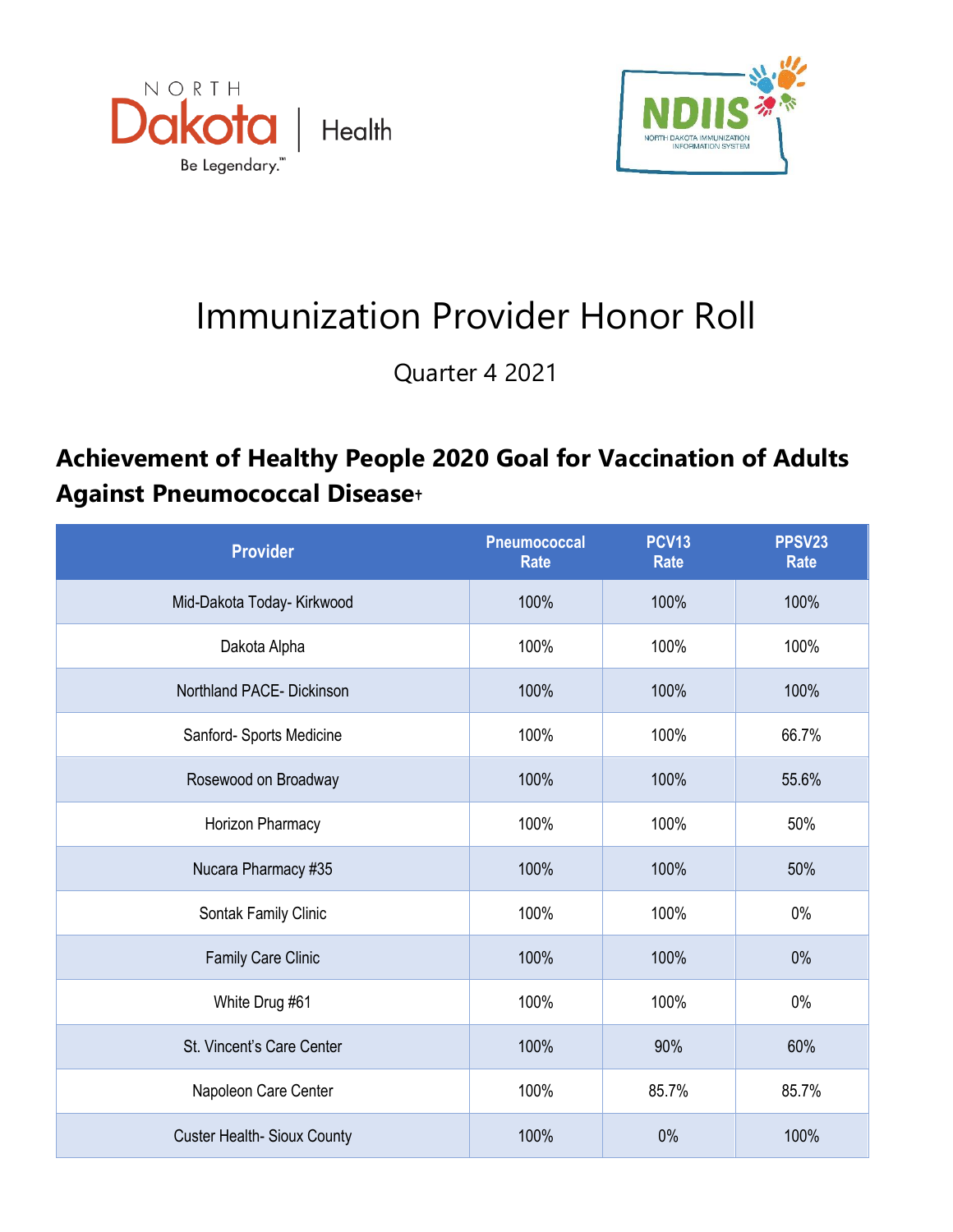# Immunization Provider Honor Roll

Quarter 4 2021

## Achievement of Healthy People 2020 Goal for Vaccination of Adults Against Pneumococcal Disease†

| Provider | Pneumococcal Rate | PCV13 Rate | PPSV23 Rate |
|---|---|---|---|
| Mid-Dakota Today- Kirkwood | 100% | 100% | 100% |
| Dakota Alpha | 100% | 100% | 100% |
| Northland PACE- Dickinson | 100% | 100% | 100% |
| Sanford- Sports Medicine | 100% | 100% | 66.7% |
| Rosewood on Broadway | 100% | 100% | 55.6% |
| Horizon Pharmacy | 100% | 100% | 50% |
| Nucara Pharmacy #35 | 100% | 100% | 50% |
| Sontak Family Clinic | 100% | 100% | 0% |
| Family Care Clinic | 100% | 100% | 0% |
| White Drug #61 | 100% | 100% | 0% |
| St. Vincent's Care Center | 100% | 90% | 60% |
| Napoleon Care Center | 100% | 85.7% | 85.7% |
| Custer Health- Sioux County | 100% | 0% | 100% |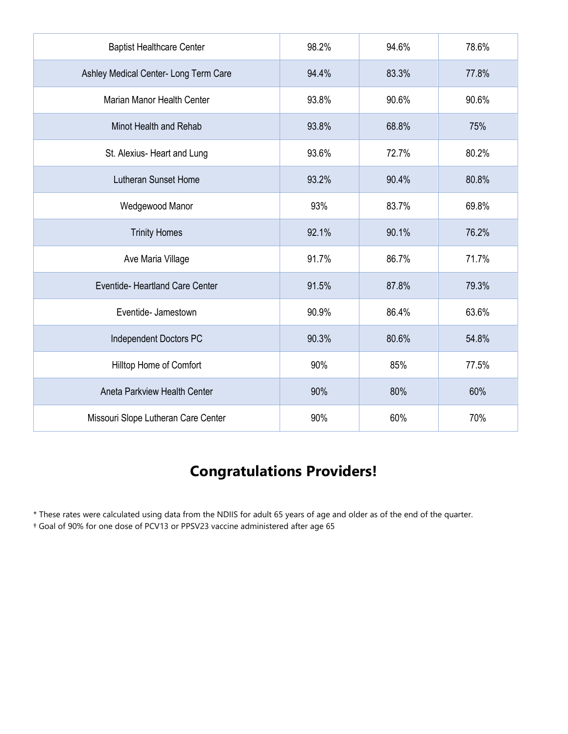| | | | |
|---|---|---|---|
| Baptist Healthcare Center | 98.2% | 94.6% | 78.6% |
| Ashley Medical Center- Long Term Care | 94.4% | 83.3% | 77.8% |
| Marian Manor Health Center | 93.8% | 90.6% | 90.6% |
| Minot Health and Rehab | 93.8% | 68.8% | 75% |
| St. Alexius- Heart and Lung | 93.6% | 72.7% | 80.2% |
| Lutheran Sunset Home | 93.2% | 90.4% | 80.8% |
| Wedgewood Manor | 93% | 83.7% | 69.8% |
| Trinity Homes | 92.1% | 90.1% | 76.2% |
| Ave Maria Village | 91.7% | 86.7% | 71.7% |
| Eventide- Heartland Care Center | 91.5% | 87.8% | 79.3% |
| Eventide- Jamestown | 90.9% | 86.4% | 63.6% |
| Independent Doctors PC | 90.3% | 80.6% | 54.8% |
| Hilltop Home of Comfort | 90% | 85% | 77.5% |
| Aneta Parkview Health Center | 90% | 80% | 60% |
| Missouri Slope Lutheran Care Center | 90% | 60% | 70% |

## Congratulations Providers!

* These rates were calculated using data from the NDIIS for adult 65 years of age and older as of the end of the quarter.
† Goal of 90% for one dose of PCV13 or PPSV23 vaccine administered after age 65